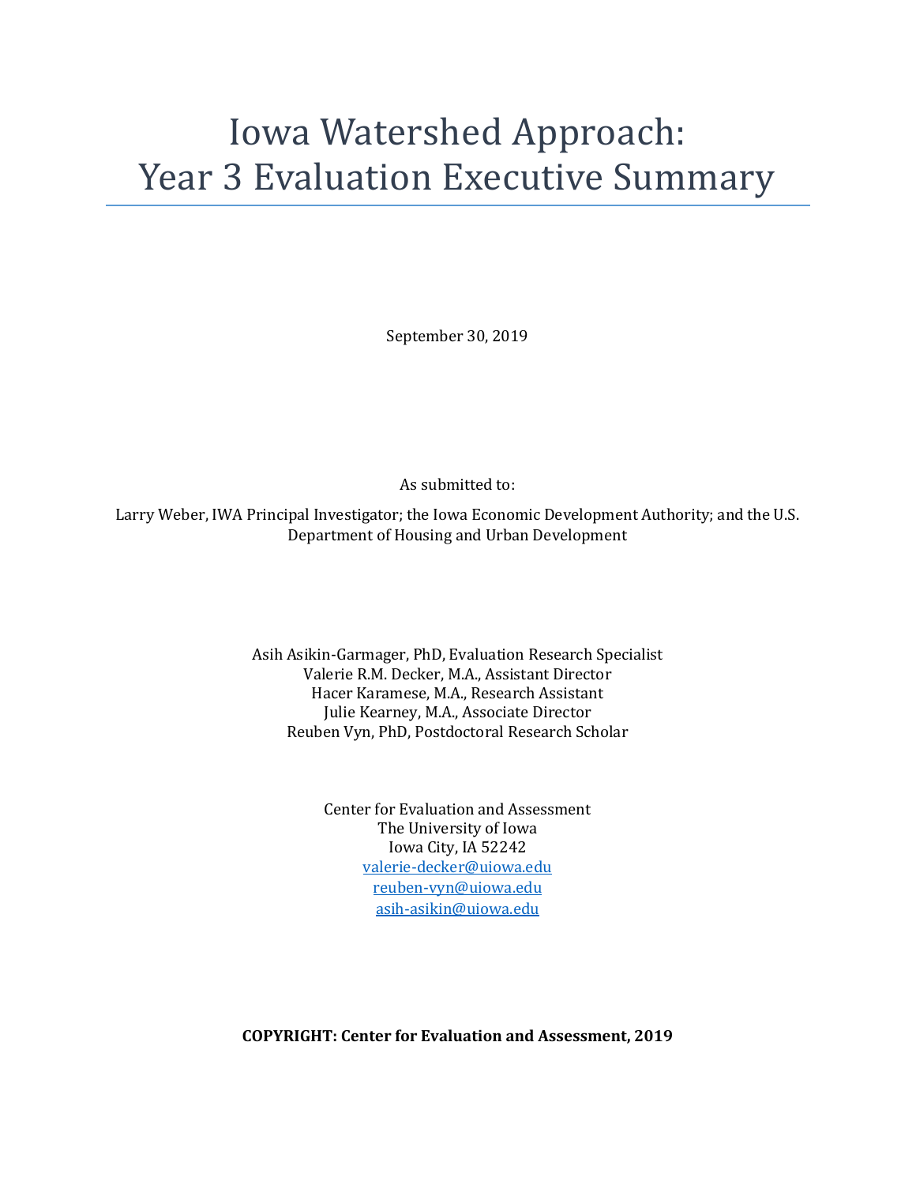# Iowa Watershed Approach: Year 3 Evaluation Executive Summary

September 30, 2019

As submitted to:

Larry Weber, IWA Principal Investigator; the Iowa Economic Development Authority; and the U.S. Department of Housing and Urban Development

Asih Asikin-Garmager, PhD, Evaluation Research Specialist
Valerie R.M. Decker, M.A., Assistant Director
Hacer Karamese, M.A., Research Assistant
Julie Kearney, M.A., Associate Director
Reuben Vyn, PhD, Postdoctoral Research Scholar

Center for Evaluation and Assessment
The University of Iowa
Iowa City, IA 52242
valerie-decker@uiowa.edu
reuben-vyn@uiowa.edu
asih-asikin@uiowa.edu

**COPYRIGHT: Center for Evaluation and Assessment, 2019**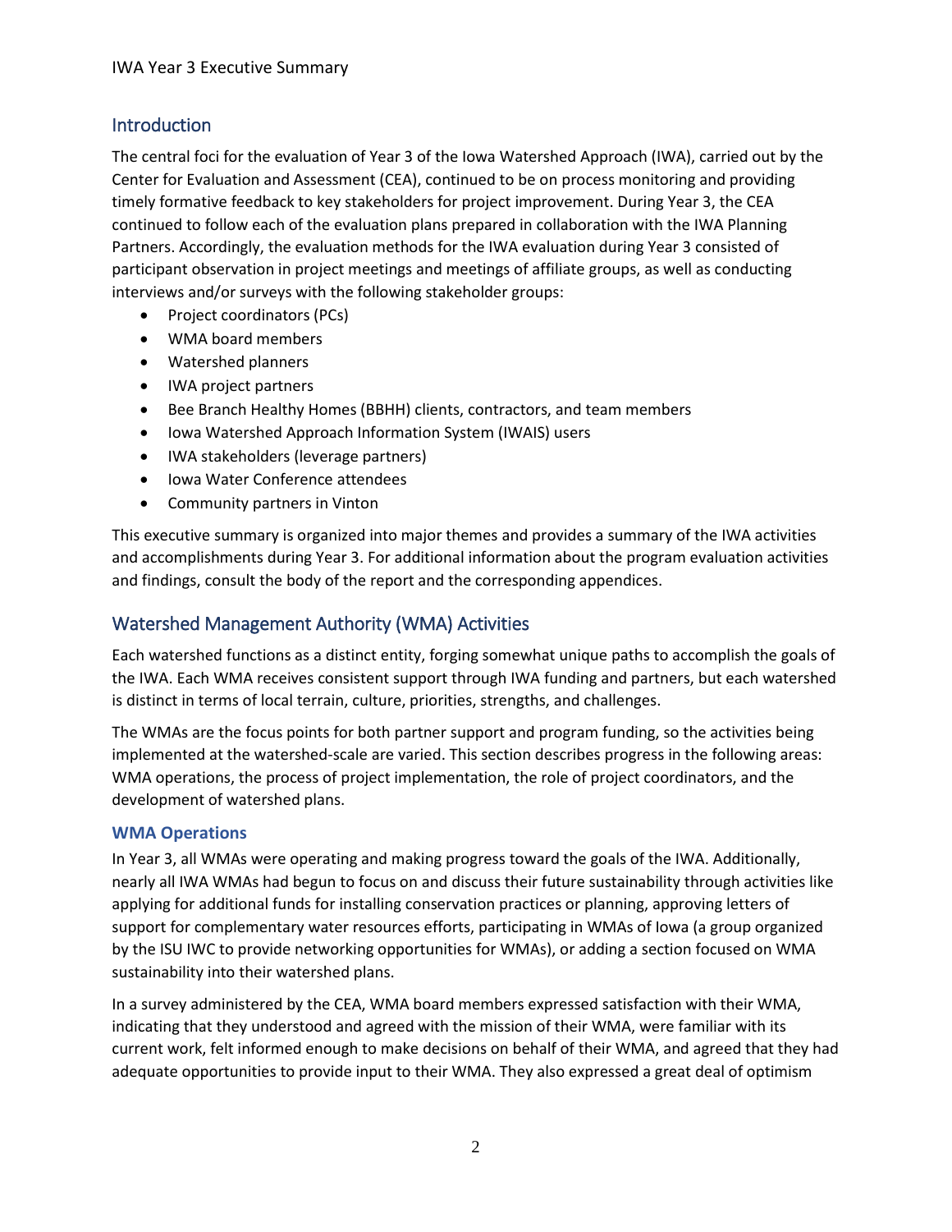## Introduction

The central foci for the evaluation of Year 3 of the Iowa Watershed Approach (IWA), carried out by the Center for Evaluation and Assessment (CEA), continued to be on process monitoring and providing timely formative feedback to key stakeholders for project improvement. During Year 3, the CEA continued to follow each of the evaluation plans prepared in collaboration with the IWA Planning Partners. Accordingly, the evaluation methods for the IWA evaluation during Year 3 consisted of participant observation in project meetings and meetings of affiliate groups, as well as conducting interviews and/or surveys with the following stakeholder groups:

- Project coordinators (PCs)
- WMA board members
- Watershed planners
- IWA project partners
- Bee Branch Healthy Homes (BBHH) clients, contractors, and team members
- Iowa Watershed Approach Information System (IWAIS) users
- IWA stakeholders (leverage partners)
- Iowa Water Conference attendees
- Community partners in Vinton

This executive summary is organized into major themes and provides a summary of the IWA activities and accomplishments during Year 3. For additional information about the program evaluation activities and findings, consult the body of the report and the corresponding appendices.

## Watershed Management Authority (WMA) Activities

Each watershed functions as a distinct entity, forging somewhat unique paths to accomplish the goals of the IWA. Each WMA receives consistent support through IWA funding and partners, but each watershed is distinct in terms of local terrain, culture, priorities, strengths, and challenges.

The WMAs are the focus points for both partner support and program funding, so the activities being implemented at the watershed-scale are varied. This section describes progress in the following areas: WMA operations, the process of project implementation, the role of project coordinators, and the development of watershed plans.

### WMA Operations

In Year 3, all WMAs were operating and making progress toward the goals of the IWA. Additionally, nearly all IWA WMAs had begun to focus on and discuss their future sustainability through activities like applying for additional funds for installing conservation practices or planning, approving letters of support for complementary water resources efforts, participating in WMAs of Iowa (a group organized by the ISU IWC to provide networking opportunities for WMAs), or adding a section focused on WMA sustainability into their watershed plans.

In a survey administered by the CEA, WMA board members expressed satisfaction with their WMA, indicating that they understood and agreed with the mission of their WMA, were familiar with its current work, felt informed enough to make decisions on behalf of their WMA, and agreed that they had adequate opportunities to provide input to their WMA. They also expressed a great deal of optimism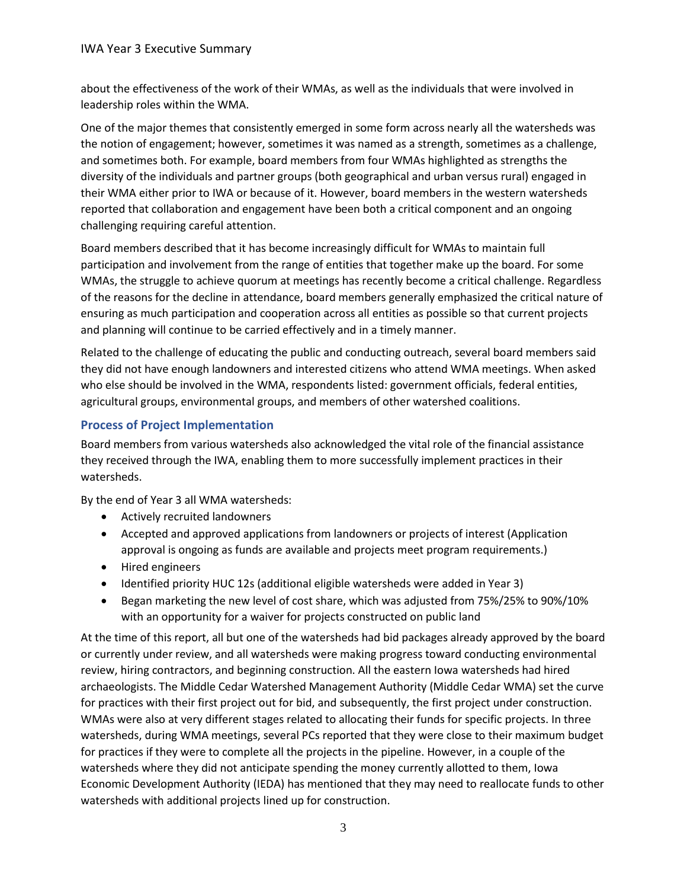about the effectiveness of the work of their WMAs, as well as the individuals that were involved in leadership roles within the WMA.

One of the major themes that consistently emerged in some form across nearly all the watersheds was the notion of engagement; however, sometimes it was named as a strength, sometimes as a challenge, and sometimes both. For example, board members from four WMAs highlighted as strengths the diversity of the individuals and partner groups (both geographical and urban versus rural) engaged in their WMA either prior to IWA or because of it. However, board members in the western watersheds reported that collaboration and engagement have been both a critical component and an ongoing challenging requiring careful attention.

Board members described that it has become increasingly difficult for WMAs to maintain full participation and involvement from the range of entities that together make up the board. For some WMAs, the struggle to achieve quorum at meetings has recently become a critical challenge. Regardless of the reasons for the decline in attendance, board members generally emphasized the critical nature of ensuring as much participation and cooperation across all entities as possible so that current projects and planning will continue to be carried effectively and in a timely manner.

Related to the challenge of educating the public and conducting outreach, several board members said they did not have enough landowners and interested citizens who attend WMA meetings. When asked who else should be involved in the WMA, respondents listed: government officials, federal entities, agricultural groups, environmental groups, and members of other watershed coalitions.

### Process of Project Implementation

Board members from various watersheds also acknowledged the vital role of the financial assistance they received through the IWA, enabling them to more successfully implement practices in their watersheds.

By the end of Year 3 all WMA watersheds:

- Actively recruited landowners
- Accepted and approved applications from landowners or projects of interest (Application approval is ongoing as funds are available and projects meet program requirements.)
- Hired engineers
- Identified priority HUC 12s (additional eligible watersheds were added in Year 3)
- Began marketing the new level of cost share, which was adjusted from 75%/25% to 90%/10% with an opportunity for a waiver for projects constructed on public land

At the time of this report, all but one of the watersheds had bid packages already approved by the board or currently under review, and all watersheds were making progress toward conducting environmental review, hiring contractors, and beginning construction. All the eastern Iowa watersheds had hired archaeologists. The Middle Cedar Watershed Management Authority (Middle Cedar WMA) set the curve for practices with their first project out for bid, and subsequently, the first project under construction. WMAs were also at very different stages related to allocating their funds for specific projects. In three watersheds, during WMA meetings, several PCs reported that they were close to their maximum budget for practices if they were to complete all the projects in the pipeline. However, in a couple of the watersheds where they did not anticipate spending the money currently allotted to them, Iowa Economic Development Authority (IEDA) has mentioned that they may need to reallocate funds to other watersheds with additional projects lined up for construction.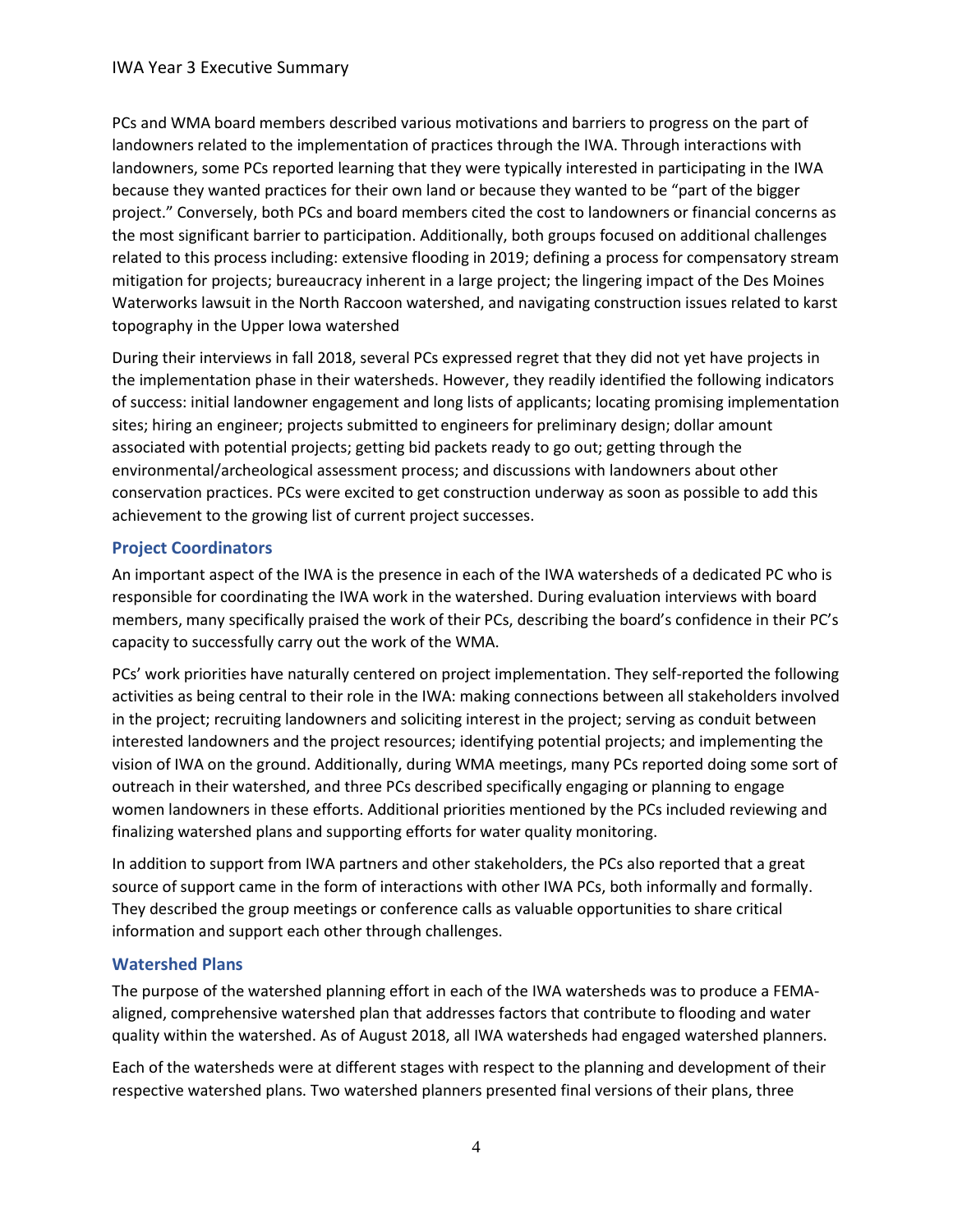PCs and WMA board members described various motivations and barriers to progress on the part of landowners related to the implementation of practices through the IWA. Through interactions with landowners, some PCs reported learning that they were typically interested in participating in the IWA because they wanted practices for their own land or because they wanted to be "part of the bigger project." Conversely, both PCs and board members cited the cost to landowners or financial concerns as the most significant barrier to participation. Additionally, both groups focused on additional challenges related to this process including: extensive flooding in 2019; defining a process for compensatory stream mitigation for projects; bureaucracy inherent in a large project; the lingering impact of the Des Moines Waterworks lawsuit in the North Raccoon watershed, and navigating construction issues related to karst topography in the Upper Iowa watershed

During their interviews in fall 2018, several PCs expressed regret that they did not yet have projects in the implementation phase in their watersheds. However, they readily identified the following indicators of success: initial landowner engagement and long lists of applicants; locating promising implementation sites; hiring an engineer; projects submitted to engineers for preliminary design; dollar amount associated with potential projects; getting bid packets ready to go out; getting through the environmental/archeological assessment process; and discussions with landowners about other conservation practices. PCs were excited to get construction underway as soon as possible to add this achievement to the growing list of current project successes.

### Project Coordinators

An important aspect of the IWA is the presence in each of the IWA watersheds of a dedicated PC who is responsible for coordinating the IWA work in the watershed. During evaluation interviews with board members, many specifically praised the work of their PCs, describing the board's confidence in their PC's capacity to successfully carry out the work of the WMA.

PCs' work priorities have naturally centered on project implementation. They self-reported the following activities as being central to their role in the IWA: making connections between all stakeholders involved in the project; recruiting landowners and soliciting interest in the project; serving as conduit between interested landowners and the project resources; identifying potential projects; and implementing the vision of IWA on the ground. Additionally, during WMA meetings, many PCs reported doing some sort of outreach in their watershed, and three PCs described specifically engaging or planning to engage women landowners in these efforts. Additional priorities mentioned by the PCs included reviewing and finalizing watershed plans and supporting efforts for water quality monitoring.

In addition to support from IWA partners and other stakeholders, the PCs also reported that a great source of support came in the form of interactions with other IWA PCs, both informally and formally. They described the group meetings or conference calls as valuable opportunities to share critical information and support each other through challenges.

### Watershed Plans

The purpose of the watershed planning effort in each of the IWA watersheds was to produce a FEMA-aligned, comprehensive watershed plan that addresses factors that contribute to flooding and water quality within the watershed. As of August 2018, all IWA watersheds had engaged watershed planners.

Each of the watersheds were at different stages with respect to the planning and development of their respective watershed plans. Two watershed planners presented final versions of their plans, three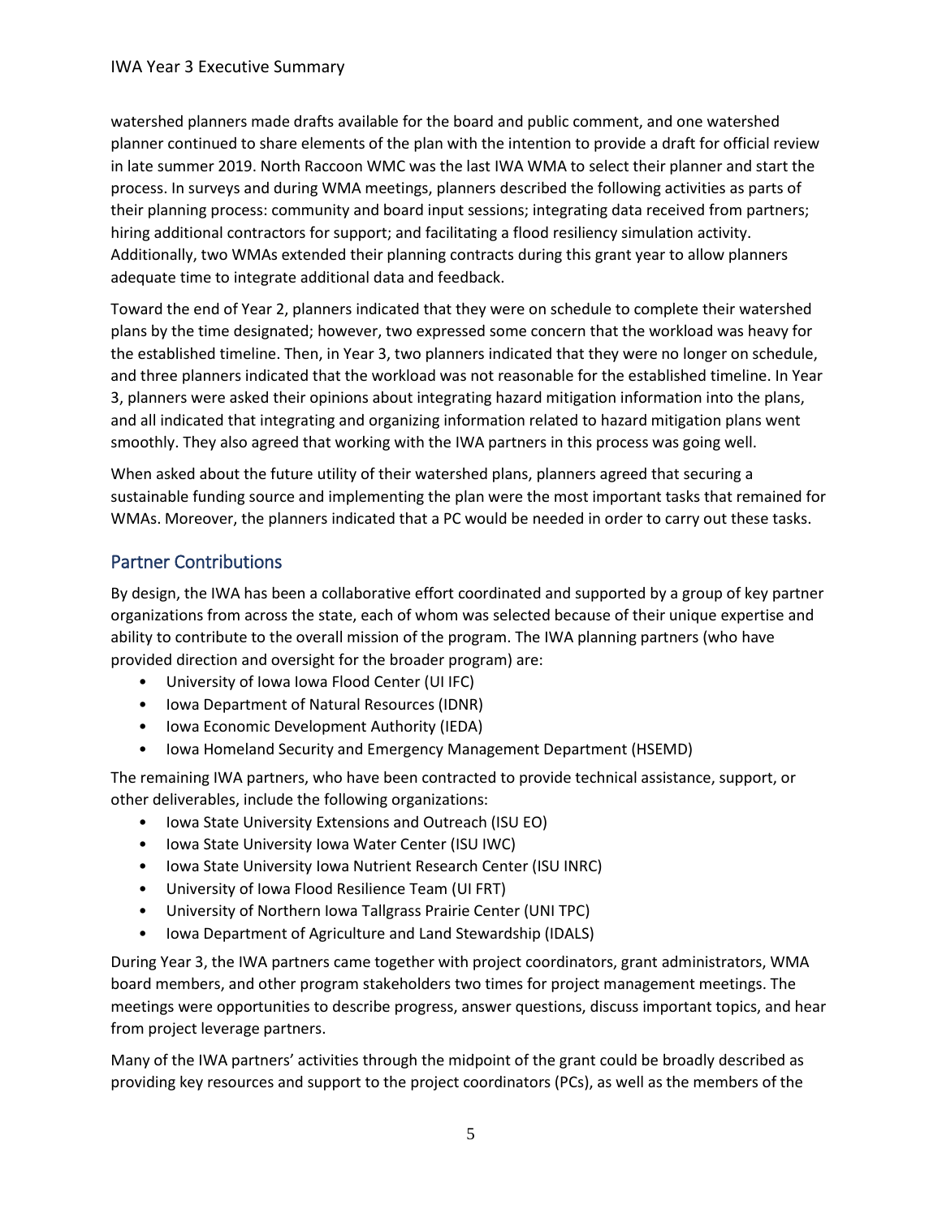watershed planners made drafts available for the board and public comment, and one watershed planner continued to share elements of the plan with the intention to provide a draft for official review in late summer 2019. North Raccoon WMC was the last IWA WMA to select their planner and start the process. In surveys and during WMA meetings, planners described the following activities as parts of their planning process: community and board input sessions; integrating data received from partners; hiring additional contractors for support; and facilitating a flood resiliency simulation activity. Additionally, two WMAs extended their planning contracts during this grant year to allow planners adequate time to integrate additional data and feedback.

Toward the end of Year 2, planners indicated that they were on schedule to complete their watershed plans by the time designated; however, two expressed some concern that the workload was heavy for the established timeline. Then, in Year 3, two planners indicated that they were no longer on schedule, and three planners indicated that the workload was not reasonable for the established timeline. In Year 3, planners were asked their opinions about integrating hazard mitigation information into the plans, and all indicated that integrating and organizing information related to hazard mitigation plans went smoothly. They also agreed that working with the IWA partners in this process was going well.

When asked about the future utility of their watershed plans, planners agreed that securing a sustainable funding source and implementing the plan were the most important tasks that remained for WMAs. Moreover, the planners indicated that a PC would be needed in order to carry out these tasks.

## Partner Contributions

By design, the IWA has been a collaborative effort coordinated and supported by a group of key partner organizations from across the state, each of whom was selected because of their unique expertise and ability to contribute to the overall mission of the program. The IWA planning partners (who have provided direction and oversight for the broader program) are:

- University of Iowa Iowa Flood Center (UI IFC)
- Iowa Department of Natural Resources (IDNR)
- Iowa Economic Development Authority (IEDA)
- Iowa Homeland Security and Emergency Management Department (HSEMD)

The remaining IWA partners, who have been contracted to provide technical assistance, support, or other deliverables, include the following organizations:

- Iowa State University Extensions and Outreach (ISU EO)
- Iowa State University Iowa Water Center (ISU IWC)
- Iowa State University Iowa Nutrient Research Center (ISU INRC)
- University of Iowa Flood Resilience Team (UI FRT)
- University of Northern Iowa Tallgrass Prairie Center (UNI TPC)
- Iowa Department of Agriculture and Land Stewardship (IDALS)

During Year 3, the IWA partners came together with project coordinators, grant administrators, WMA board members, and other program stakeholders two times for project management meetings. The meetings were opportunities to describe progress, answer questions, discuss important topics, and hear from project leverage partners.

Many of the IWA partners' activities through the midpoint of the grant could be broadly described as providing key resources and support to the project coordinators (PCs), as well as the members of the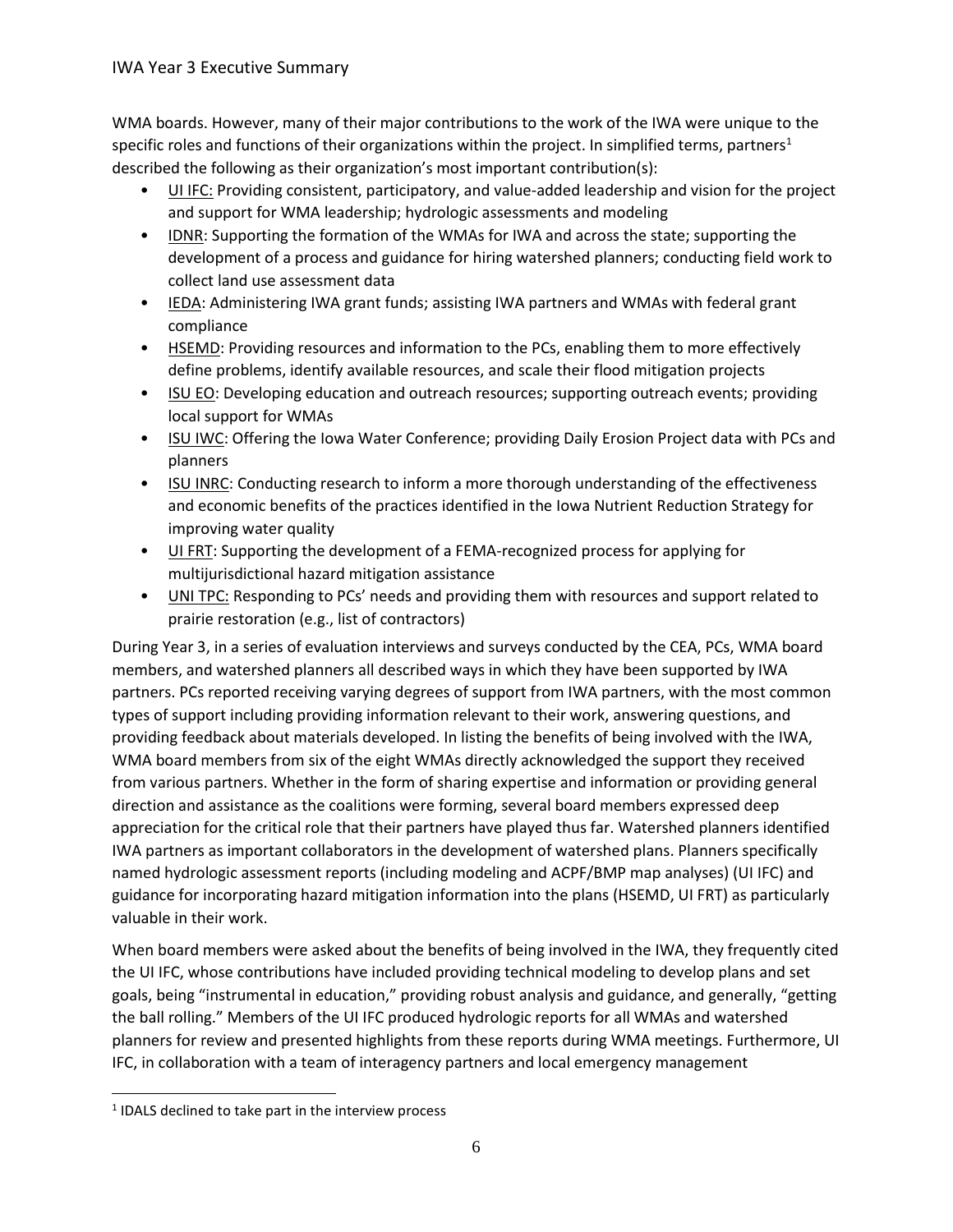WMA boards. However, many of their major contributions to the work of the IWA were unique to the specific roles and functions of their organizations within the project. In simplified terms, partners[1] described the following as their organization's most important contribution(s):

- UI IFC: Providing consistent, participatory, and value-added leadership and vision for the project and support for WMA leadership; hydrologic assessments and modeling
- IDNR: Supporting the formation of the WMAs for IWA and across the state; supporting the development of a process and guidance for hiring watershed planners; conducting field work to collect land use assessment data
- IEDA: Administering IWA grant funds; assisting IWA partners and WMAs with federal grant compliance
- HSEMD: Providing resources and information to the PCs, enabling them to more effectively define problems, identify available resources, and scale their flood mitigation projects
- ISU EO: Developing education and outreach resources; supporting outreach events; providing local support for WMAs
- ISU IWC: Offering the Iowa Water Conference; providing Daily Erosion Project data with PCs and planners
- ISU INRC: Conducting research to inform a more thorough understanding of the effectiveness and economic benefits of the practices identified in the Iowa Nutrient Reduction Strategy for improving water quality
- UI FRT: Supporting the development of a FEMA-recognized process for applying for multijurisdictional hazard mitigation assistance
- UNI TPC: Responding to PCs' needs and providing them with resources and support related to prairie restoration (e.g., list of contractors)

During Year 3, in a series of evaluation interviews and surveys conducted by the CEA, PCs, WMA board members, and watershed planners all described ways in which they have been supported by IWA partners. PCs reported receiving varying degrees of support from IWA partners, with the most common types of support including providing information relevant to their work, answering questions, and providing feedback about materials developed. In listing the benefits of being involved with the IWA, WMA board members from six of the eight WMAs directly acknowledged the support they received from various partners. Whether in the form of sharing expertise and information or providing general direction and assistance as the coalitions were forming, several board members expressed deep appreciation for the critical role that their partners have played thus far. Watershed planners identified IWA partners as important collaborators in the development of watershed plans. Planners specifically named hydrologic assessment reports (including modeling and ACPF/BMP map analyses) (UI IFC) and guidance for incorporating hazard mitigation information into the plans (HSEMD, UI FRT) as particularly valuable in their work.

When board members were asked about the benefits of being involved in the IWA, they frequently cited the UI IFC, whose contributions have included providing technical modeling to develop plans and set goals, being "instrumental in education," providing robust analysis and guidance, and generally, "getting the ball rolling." Members of the UI IFC produced hydrologic reports for all WMAs and watershed planners for review and presented highlights from these reports during WMA meetings. Furthermore, UI IFC, in collaboration with a team of interagency partners and local emergency management

[1] IDALS declined to take part in the interview process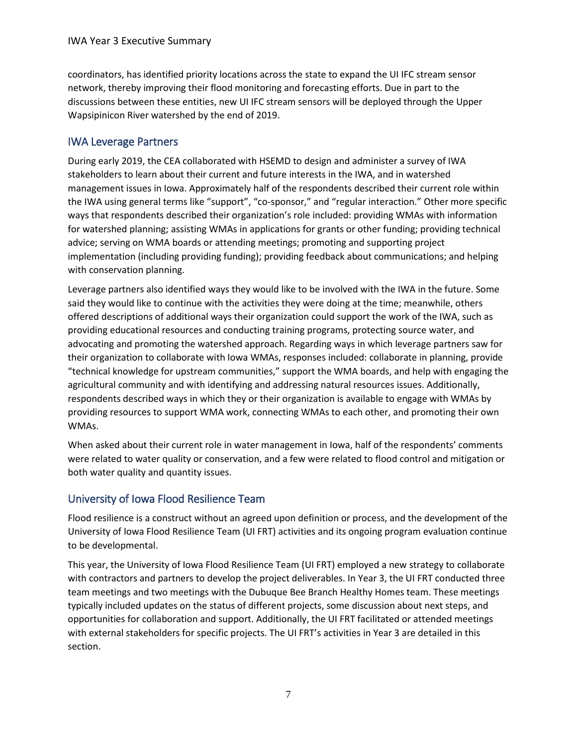coordinators, has identified priority locations across the state to expand the UI IFC stream sensor network, thereby improving their flood monitoring and forecasting efforts. Due in part to the discussions between these entities, new UI IFC stream sensors will be deployed through the Upper Wapsipinicon River watershed by the end of 2019.

## IWA Leverage Partners

During early 2019, the CEA collaborated with HSEMD to design and administer a survey of IWA stakeholders to learn about their current and future interests in the IWA, and in watershed management issues in Iowa. Approximately half of the respondents described their current role within the IWA using general terms like "support", "co-sponsor," and "regular interaction." Other more specific ways that respondents described their organization's role included: providing WMAs with information for watershed planning; assisting WMAs in applications for grants or other funding; providing technical advice; serving on WMA boards or attending meetings; promoting and supporting project implementation (including providing funding); providing feedback about communications; and helping with conservation planning.

Leverage partners also identified ways they would like to be involved with the IWA in the future. Some said they would like to continue with the activities they were doing at the time; meanwhile, others offered descriptions of additional ways their organization could support the work of the IWA, such as providing educational resources and conducting training programs, protecting source water, and advocating and promoting the watershed approach. Regarding ways in which leverage partners saw for their organization to collaborate with Iowa WMAs, responses included: collaborate in planning, provide "technical knowledge for upstream communities," support the WMA boards, and help with engaging the agricultural community and with identifying and addressing natural resources issues. Additionally, respondents described ways in which they or their organization is available to engage with WMAs by providing resources to support WMA work, connecting WMAs to each other, and promoting their own WMAs.

When asked about their current role in water management in Iowa, half of the respondents' comments were related to water quality or conservation, and a few were related to flood control and mitigation or both water quality and quantity issues.

## University of Iowa Flood Resilience Team

Flood resilience is a construct without an agreed upon definition or process, and the development of the University of Iowa Flood Resilience Team (UI FRT) activities and its ongoing program evaluation continue to be developmental.

This year, the University of Iowa Flood Resilience Team (UI FRT) employed a new strategy to collaborate with contractors and partners to develop the project deliverables. In Year 3, the UI FRT conducted three team meetings and two meetings with the Dubuque Bee Branch Healthy Homes team. These meetings typically included updates on the status of different projects, some discussion about next steps, and opportunities for collaboration and support. Additionally, the UI FRT facilitated or attended meetings with external stakeholders for specific projects. The UI FRT's activities in Year 3 are detailed in this section.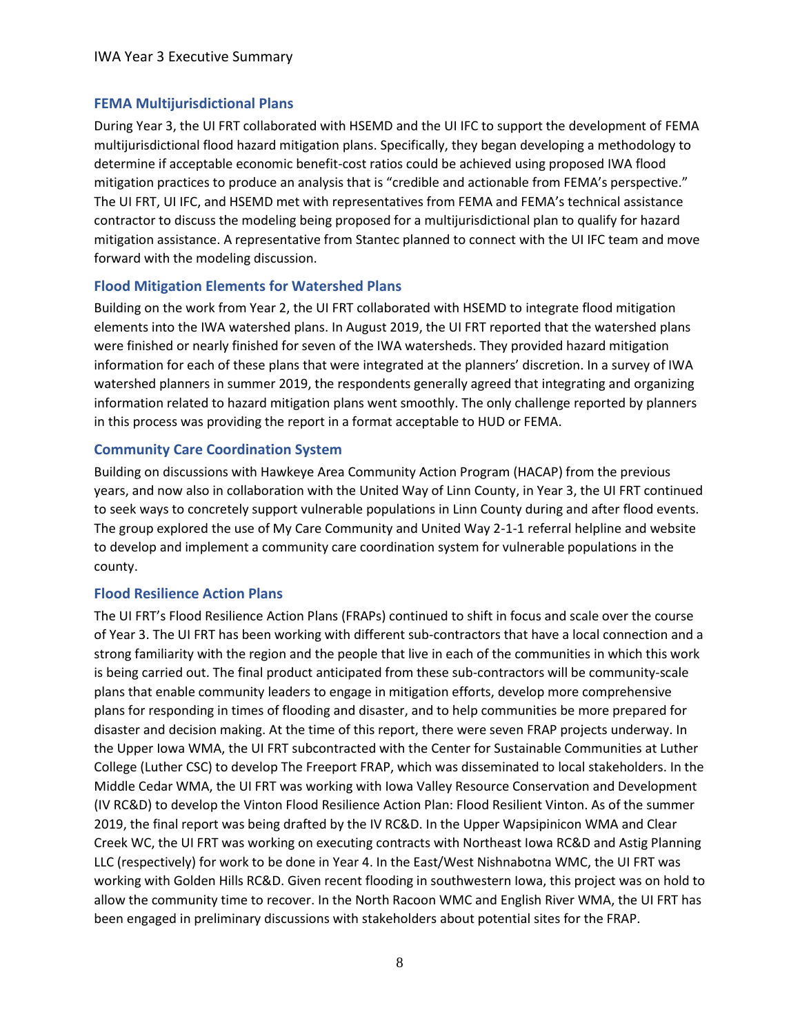## FEMA Multijurisdictional Plans

During Year 3, the UI FRT collaborated with HSEMD and the UI IFC to support the development of FEMA multijurisdictional flood hazard mitigation plans. Specifically, they began developing a methodology to determine if acceptable economic benefit-cost ratios could be achieved using proposed IWA flood mitigation practices to produce an analysis that is "credible and actionable from FEMA's perspective." The UI FRT, UI IFC, and HSEMD met with representatives from FEMA and FEMA's technical assistance contractor to discuss the modeling being proposed for a multijurisdictional plan to qualify for hazard mitigation assistance. A representative from Stantec planned to connect with the UI IFC team and move forward with the modeling discussion.

## Flood Mitigation Elements for Watershed Plans

Building on the work from Year 2, the UI FRT collaborated with HSEMD to integrate flood mitigation elements into the IWA watershed plans. In August 2019, the UI FRT reported that the watershed plans were finished or nearly finished for seven of the IWA watersheds. They provided hazard mitigation information for each of these plans that were integrated at the planners' discretion. In a survey of IWA watershed planners in summer 2019, the respondents generally agreed that integrating and organizing information related to hazard mitigation plans went smoothly. The only challenge reported by planners in this process was providing the report in a format acceptable to HUD or FEMA.

## Community Care Coordination System

Building on discussions with Hawkeye Area Community Action Program (HACAP) from the previous years, and now also in collaboration with the United Way of Linn County, in Year 3, the UI FRT continued to seek ways to concretely support vulnerable populations in Linn County during and after flood events. The group explored the use of My Care Community and United Way 2-1-1 referral helpline and website to develop and implement a community care coordination system for vulnerable populations in the county.

## Flood Resilience Action Plans

The UI FRT's Flood Resilience Action Plans (FRAPs) continued to shift in focus and scale over the course of Year 3. The UI FRT has been working with different sub-contractors that have a local connection and a strong familiarity with the region and the people that live in each of the communities in which this work is being carried out. The final product anticipated from these sub-contractors will be community-scale plans that enable community leaders to engage in mitigation efforts, develop more comprehensive plans for responding in times of flooding and disaster, and to help communities be more prepared for disaster and decision making. At the time of this report, there were seven FRAP projects underway. In the Upper Iowa WMA, the UI FRT subcontracted with the Center for Sustainable Communities at Luther College (Luther CSC) to develop The Freeport FRAP, which was disseminated to local stakeholders. In the Middle Cedar WMA, the UI FRT was working with Iowa Valley Resource Conservation and Development (IV RC&D) to develop the Vinton Flood Resilience Action Plan: Flood Resilient Vinton. As of the summer 2019, the final report was being drafted by the IV RC&D. In the Upper Wapsipinicon WMA and Clear Creek WC, the UI FRT was working on executing contracts with Northeast Iowa RC&D and Astig Planning LLC (respectively) for work to be done in Year 4. In the East/West Nishnabotna WMC, the UI FRT was working with Golden Hills RC&D. Given recent flooding in southwestern Iowa, this project was on hold to allow the community time to recover. In the North Racoon WMC and English River WMA, the UI FRT has been engaged in preliminary discussions with stakeholders about potential sites for the FRAP.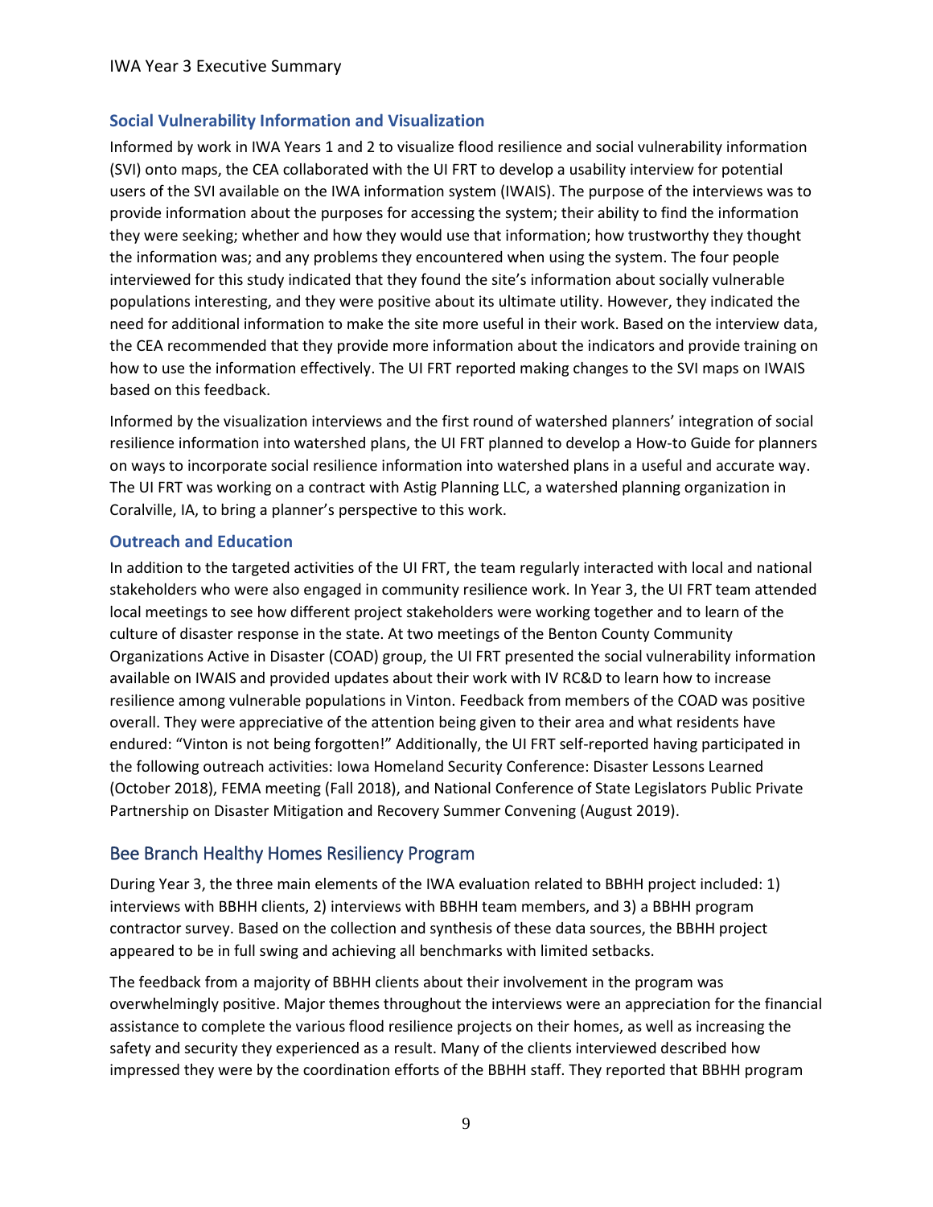### Social Vulnerability Information and Visualization

Informed by work in IWA Years 1 and 2 to visualize flood resilience and social vulnerability information (SVI) onto maps, the CEA collaborated with the UI FRT to develop a usability interview for potential users of the SVI available on the IWA information system (IWAIS). The purpose of the interviews was to provide information about the purposes for accessing the system; their ability to find the information they were seeking; whether and how they would use that information; how trustworthy they thought the information was; and any problems they encountered when using the system. The four people interviewed for this study indicated that they found the site's information about socially vulnerable populations interesting, and they were positive about its ultimate utility. However, they indicated the need for additional information to make the site more useful in their work. Based on the interview data, the CEA recommended that they provide more information about the indicators and provide training on how to use the information effectively. The UI FRT reported making changes to the SVI maps on IWAIS based on this feedback.

Informed by the visualization interviews and the first round of watershed planners' integration of social resilience information into watershed plans, the UI FRT planned to develop a How-to Guide for planners on ways to incorporate social resilience information into watershed plans in a useful and accurate way. The UI FRT was working on a contract with Astig Planning LLC, a watershed planning organization in Coralville, IA, to bring a planner's perspective to this work.

### Outreach and Education

In addition to the targeted activities of the UI FRT, the team regularly interacted with local and national stakeholders who were also engaged in community resilience work. In Year 3, the UI FRT team attended local meetings to see how different project stakeholders were working together and to learn of the culture of disaster response in the state. At two meetings of the Benton County Community Organizations Active in Disaster (COAD) group, the UI FRT presented the social vulnerability information available on IWAIS and provided updates about their work with IV RC&D to learn how to increase resilience among vulnerable populations in Vinton. Feedback from members of the COAD was positive overall. They were appreciative of the attention being given to their area and what residents have endured: "Vinton is not being forgotten!" Additionally, the UI FRT self-reported having participated in the following outreach activities: Iowa Homeland Security Conference: Disaster Lessons Learned (October 2018), FEMA meeting (Fall 2018), and National Conference of State Legislators Public Private Partnership on Disaster Mitigation and Recovery Summer Convening (August 2019).

## Bee Branch Healthy Homes Resiliency Program

During Year 3, the three main elements of the IWA evaluation related to BBHH project included: 1) interviews with BBHH clients, 2) interviews with BBHH team members, and 3) a BBHH program contractor survey. Based on the collection and synthesis of these data sources, the BBHH project appeared to be in full swing and achieving all benchmarks with limited setbacks.

The feedback from a majority of BBHH clients about their involvement in the program was overwhelmingly positive. Major themes throughout the interviews were an appreciation for the financial assistance to complete the various flood resilience projects on their homes, as well as increasing the safety and security they experienced as a result. Many of the clients interviewed described how impressed they were by the coordination efforts of the BBHH staff. They reported that BBHH program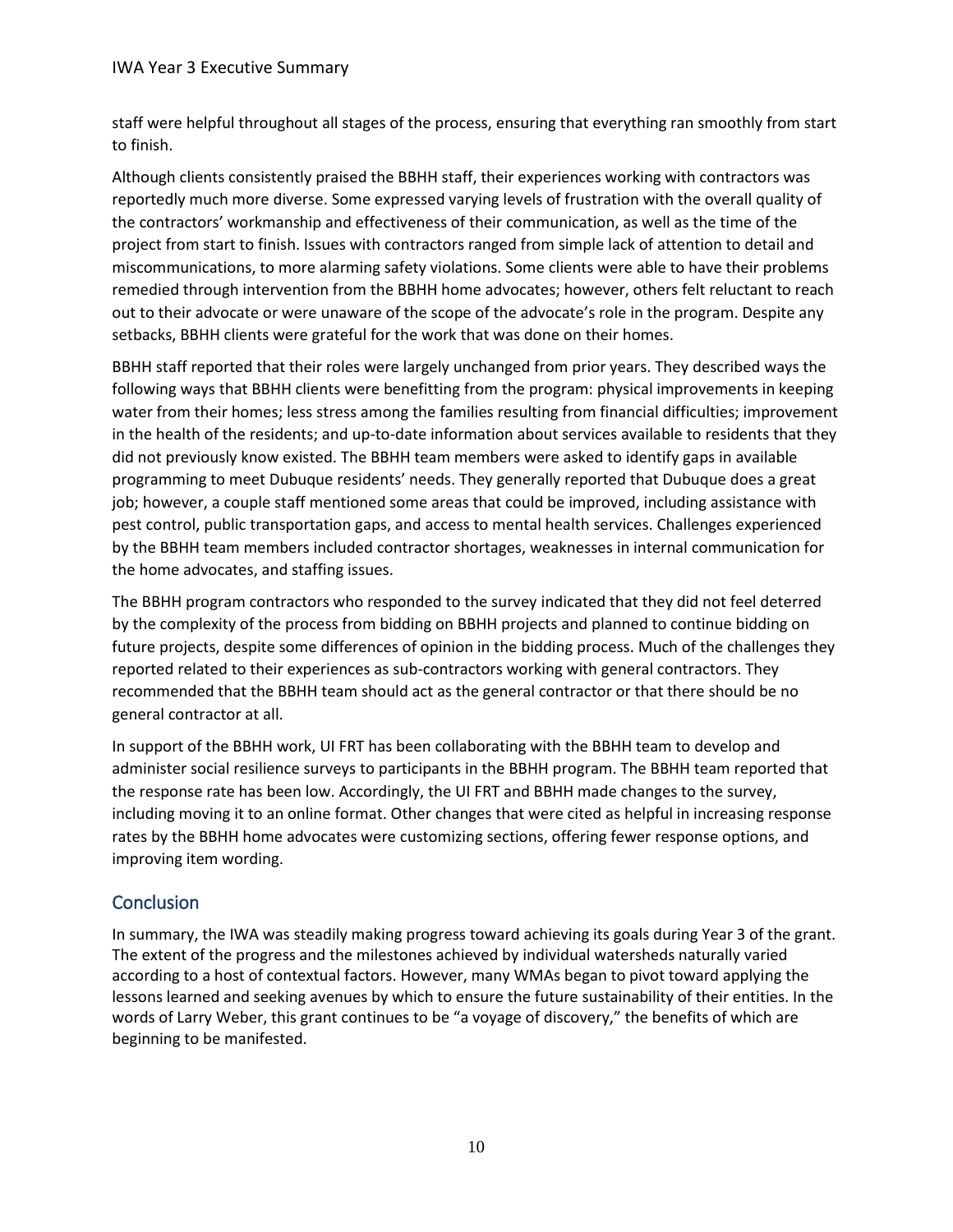staff were helpful throughout all stages of the process, ensuring that everything ran smoothly from start to finish.

Although clients consistently praised the BBHH staff, their experiences working with contractors was reportedly much more diverse. Some expressed varying levels of frustration with the overall quality of the contractors' workmanship and effectiveness of their communication, as well as the time of the project from start to finish. Issues with contractors ranged from simple lack of attention to detail and miscommunications, to more alarming safety violations. Some clients were able to have their problems remedied through intervention from the BBHH home advocates; however, others felt reluctant to reach out to their advocate or were unaware of the scope of the advocate's role in the program. Despite any setbacks, BBHH clients were grateful for the work that was done on their homes.

BBHH staff reported that their roles were largely unchanged from prior years. They described ways the following ways that BBHH clients were benefitting from the program: physical improvements in keeping water from their homes; less stress among the families resulting from financial difficulties; improvement in the health of the residents; and up-to-date information about services available to residents that they did not previously know existed. The BBHH team members were asked to identify gaps in available programming to meet Dubuque residents' needs. They generally reported that Dubuque does a great job; however, a couple staff mentioned some areas that could be improved, including assistance with pest control, public transportation gaps, and access to mental health services. Challenges experienced by the BBHH team members included contractor shortages, weaknesses in internal communication for the home advocates, and staffing issues.

The BBHH program contractors who responded to the survey indicated that they did not feel deterred by the complexity of the process from bidding on BBHH projects and planned to continue bidding on future projects, despite some differences of opinion in the bidding process. Much of the challenges they reported related to their experiences as sub-contractors working with general contractors. They recommended that the BBHH team should act as the general contractor or that there should be no general contractor at all.

In support of the BBHH work, UI FRT has been collaborating with the BBHH team to develop and administer social resilience surveys to participants in the BBHH program. The BBHH team reported that the response rate has been low. Accordingly, the UI FRT and BBHH made changes to the survey, including moving it to an online format. Other changes that were cited as helpful in increasing response rates by the BBHH home advocates were customizing sections, offering fewer response options, and improving item wording.

## Conclusion

In summary, the IWA was steadily making progress toward achieving its goals during Year 3 of the grant. The extent of the progress and the milestones achieved by individual watersheds naturally varied according to a host of contextual factors. However, many WMAs began to pivot toward applying the lessons learned and seeking avenues by which to ensure the future sustainability of their entities. In the words of Larry Weber, this grant continues to be "a voyage of discovery," the benefits of which are beginning to be manifested.